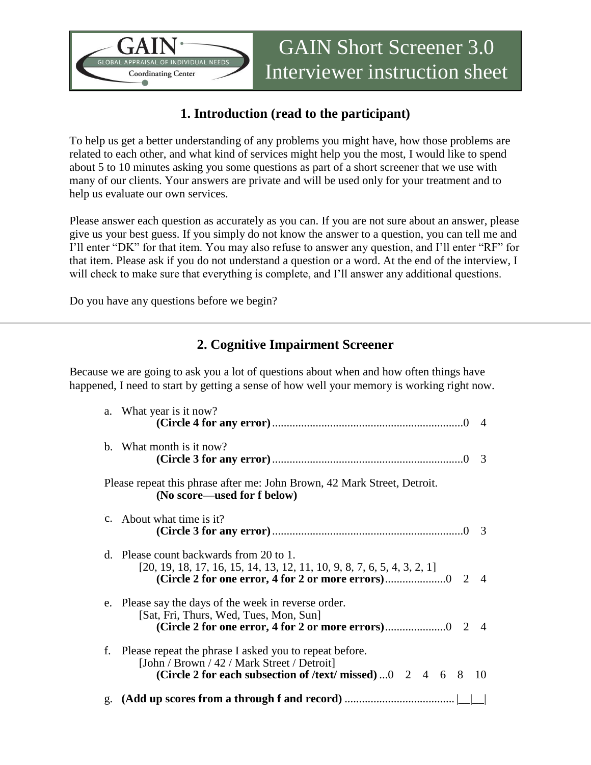# GAIN Short Screener 3.0 Interviewer instruction sheet

GAIN · GLOBAL APPRAISAL OF INDIVIDUAL NEEDS · Coordinating Center

## 1. Introduction (read to the participant)

To help us get a better understanding of any problems you might have, how those problems are related to each other, and what kind of services might help you the most, I would like to spend about 5 to 10 minutes asking you some questions as part of a short screener that we use with many of our clients. Your answers are private and will be used only for your treatment and to help us evaluate our own services.

Please answer each question as accurately as you can. If you are not sure about an answer, please give us your best guess. If you simply do not know the answer to a question, you can tell me and I'll enter "DK" for that item. You may also refuse to answer any question, and I'll enter "RF" for that item. Please ask if you do not understand a question or a word. At the end of the interview, I will check to make sure that everything is complete, and I'll answer any additional questions.

Do you have any questions before we begin?

---

## 2. Cognitive Impairment Screener

Because we are going to ask you a lot of questions about when and how often things have happened, I need to start by getting a sense of how well your memory is working right now.

a. What year is it now?
   **(Circle 4 for any error)** .................................................................0 4

b. What month is it now?
   **(Circle 3 for any error)** .................................................................0 3

Please repeat this phrase after me: John Brown, 42 Mark Street, Detroit.
   **(No score—used for f below)**

c. About what time is it?
   **(Circle 3 for any error)** .................................................................0 3

d. Please count backwards from 20 to 1.
   [20, 19, 18, 17, 16, 15, 14, 13, 12, 11, 10, 9, 8, 7, 6, 5, 4, 3, 2, 1]
   **(Circle 2 for one error, 4 for 2 or more errors)**.....................0 2 4

e. Please say the days of the week in reverse order.
   [Sat, Fri, Thurs, Wed, Tues, Mon, Sun]
   **(Circle 2 for one error, 4 for 2 or more errors)**.....................0 2 4

f. Please repeat the phrase I asked you to repeat before.
   [John / Brown / 42 / Mark Street / Detroit]
   **(Circle 2 for each subsection of /text/ missed)** ...0 2 4 6 8 10

g. **(Add up scores from a through f and record)** ...................................... |__|__|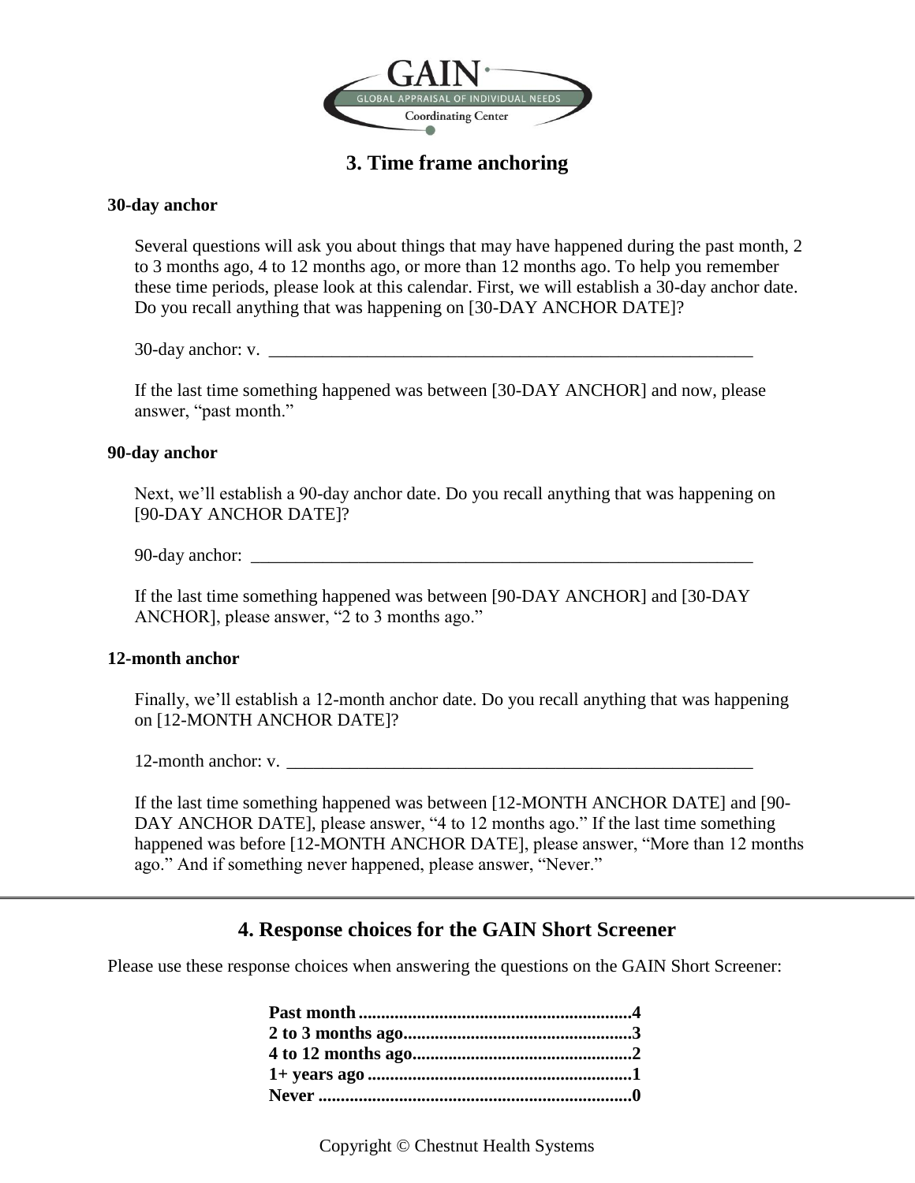## 3. Time frame anchoring

**30-day anchor**

Several questions will ask you about things that may have happened during the past month, 2 to 3 months ago, 4 to 12 months ago, or more than 12 months ago. To help you remember these time periods, please look at this calendar. First, we will establish a 30-day anchor date. Do you recall anything that was happening on [30-DAY ANCHOR DATE]?

30-day anchor: v. ________________________________________________________

If the last time something happened was between [30-DAY ANCHOR] and now, please answer, "past month."

**90-day anchor**

Next, we'll establish a 90-day anchor date. Do you recall anything that was happening on [90-DAY ANCHOR DATE]?

90-day anchor: ________________________________________________________

If the last time something happened was between [90-DAY ANCHOR] and [30-DAY ANCHOR], please answer, "2 to 3 months ago."

**12-month anchor**

Finally, we'll establish a 12-month anchor date. Do you recall anything that was happening on [12-MONTH ANCHOR DATE]?

12-month anchor: v. ____________________________________________________

If the last time something happened was between [12-MONTH ANCHOR DATE] and [90-DAY ANCHOR DATE], please answer, "4 to 12 months ago." If the last time something happened was before [12-MONTH ANCHOR DATE], please answer, "More than 12 months ago." And if something never happened, please answer, "Never."

---

## 4. Response choices for the GAIN Short Screener

Please use these response choices when answering the questions on the GAIN Short Screener:

**Past month............................................................4**
**2 to 3 months ago..................................................3**
**4 to 12 months ago................................................2**
**1+ years ago..........................................................1**
**Never ....................................................................0**

Copyright © Chestnut Health Systems